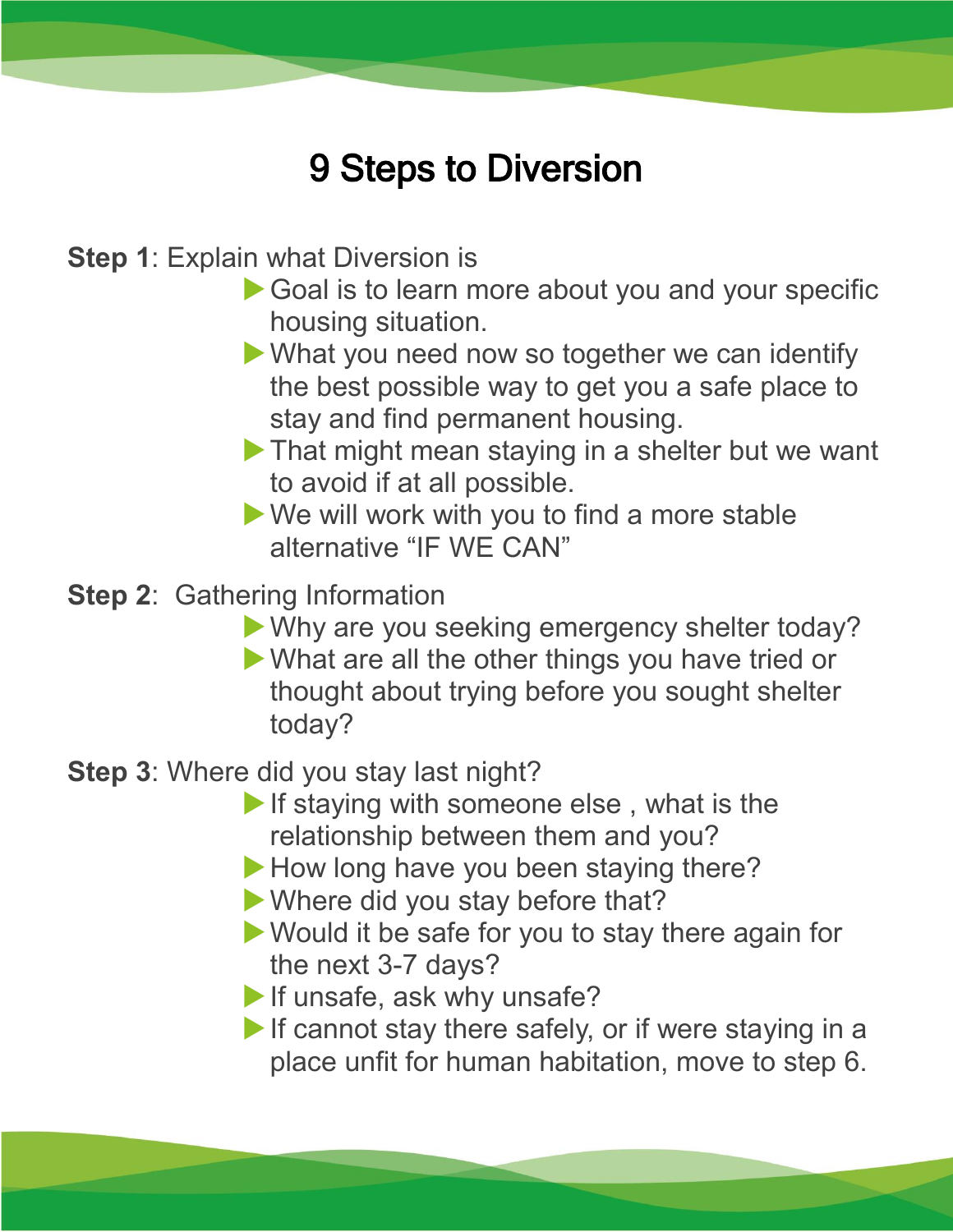# 9 Steps to Diversion

**Step 1**: Explain what Diversion is

- Goal is to learn more about you and your specific housing situation.
- What you need now so together we can identify the best possible way to get you a safe place to stay and find permanent housing.
- That might mean staying in a shelter but we want to avoid if at all possible.
- We will work with you to find a more stable alternative "IF WE CAN"

**Step 2**: Gathering Information

- Why are you seeking emergency shelter today?
- What are all the other things you have tried or thought about trying before you sought shelter today?

**Step 3**: Where did you stay last night?

- If staying with someone else , what is the relationship between them and you?
- How long have you been staying there?
- Where did you stay before that?
- Would it be safe for you to stay there again for the next 3-7 days?
- If unsafe, ask why unsafe?
- If cannot stay there safely, or if were staying in a place unfit for human habitation, move to step 6.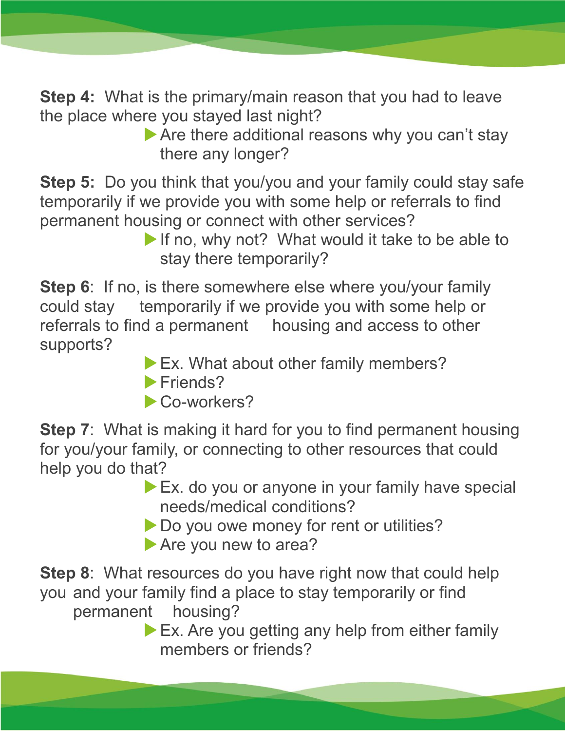**Step 4:** What is the primary/main reason that you had to leave the place where you stayed last night?

- Are there additional reasons why you can't stay there any longer?

**Step 5:** Do you think that you/you and your family could stay safe temporarily if we provide you with some help or referrals to find permanent housing or connect with other services?

- If no, why not? What would it take to be able to stay there temporarily?

**Step 6**: If no, is there somewhere else where you/your family could stay temporarily if we provide you with some help or referrals to find a permanent housing and access to other supports?

- Ex. What about other family members?
- Friends?
- Co-workers?

**Step 7**: What is making it hard for you to find permanent housing for you/your family, or connecting to other resources that could help you do that?

- Ex. do you or anyone in your family have special needs/medical conditions?
- Do you owe money for rent or utilities?
- Are you new to area?

**Step 8**: What resources do you have right now that could help you and your family find a place to stay temporarily or find permanent housing?

- Ex. Are you getting any help from either family members or friends?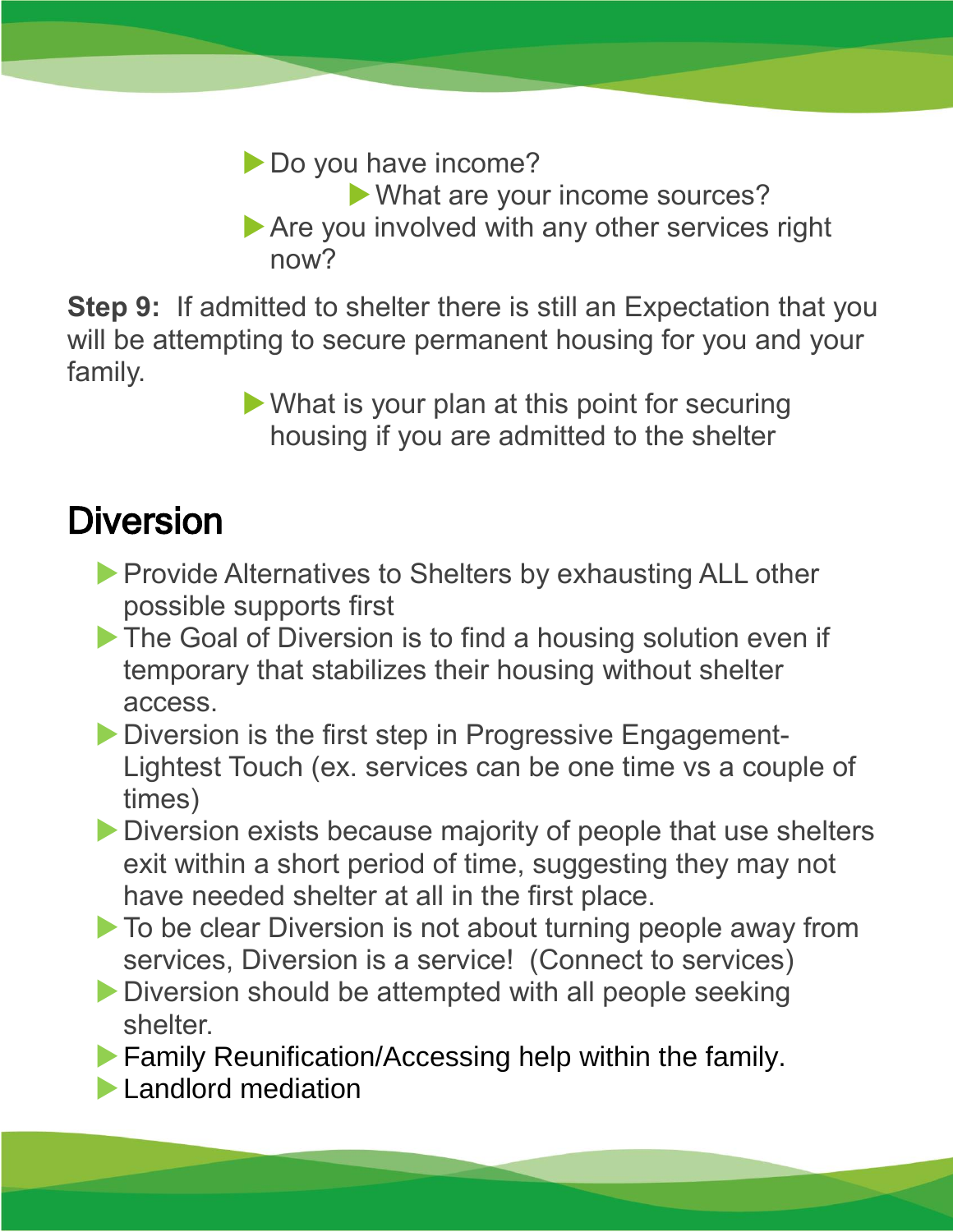- Do you have income?
  - What are your income sources?
- Are you involved with any other services right now?

**Step 9:** If admitted to shelter there is still an Expectation that you will be attempting to secure permanent housing for you and your family.

- What is your plan at this point for securing housing if you are admitted to the shelter

## Diversion

- Provide Alternatives to Shelters by exhausting ALL other possible supports first
- The Goal of Diversion is to find a housing solution even if temporary that stabilizes their housing without shelter access.
- Diversion is the first step in Progressive Engagement- Lightest Touch (ex. services can be one time vs a couple of times)
- Diversion exists because majority of people that use shelters exit within a short period of time, suggesting they may not have needed shelter at all in the first place.
- To be clear Diversion is not about turning people away from services, Diversion is a service! (Connect to services)
- Diversion should be attempted with all people seeking shelter.
- Family Reunification/Accessing help within the family.
- Landlord mediation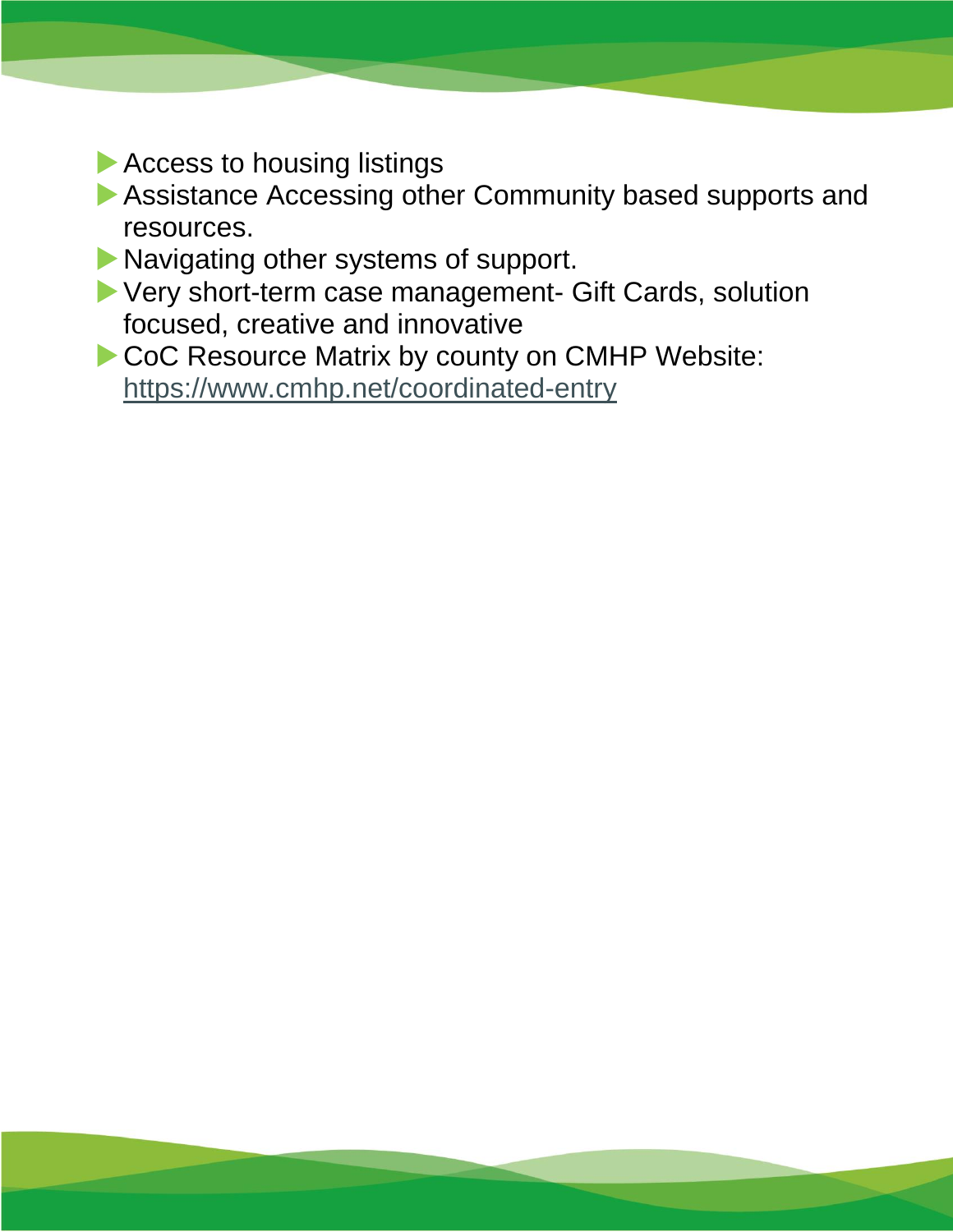- Access to housing listings
- Assistance Accessing other Community based supports and resources.
- Navigating other systems of support.
- Very short-term case management- Gift Cards, solution focused, creative and innovative
- CoC Resource Matrix by county on CMHP Website: https://www.cmhp.net/coordinated-entry